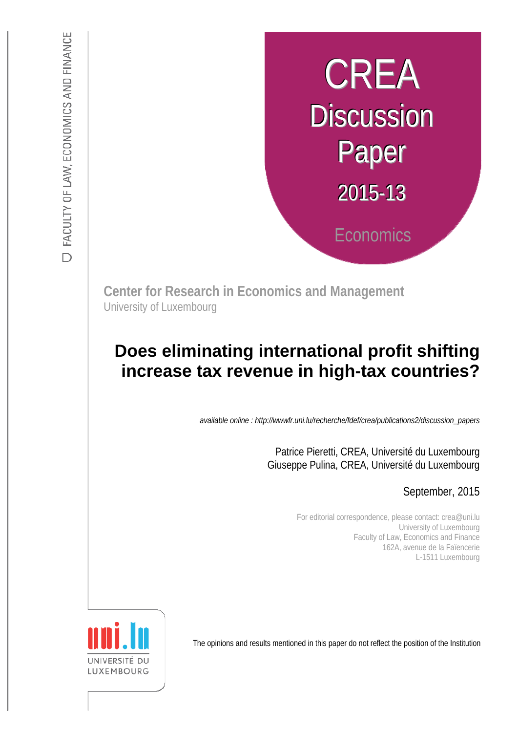FACULTY OF LAW, ECONOMICS AND FINANCE

CREA
Discussion
Paper
2015-13

Economics

**Center for Research in Economics and Management**
University of Luxembourg

# Does eliminating international profit shifting increase tax revenue in high-tax countries?

*available online : http://wwwfr.uni.lu/recherche/fdef/crea/publications2/discussion_papers*

Patrice Pieretti, CREA, Université du Luxembourg
Giuseppe Pulina, CREA, Université du Luxembourg

September, 2015

For editorial correspondence, please contact: crea@uni.lu
University of Luxembourg
Faculty of Law, Economics and Finance
162A, avenue de la Faïencerie
L-1511 Luxembourg

UNIVERSITÉ DU LUXEMBOURG

The opinions and results mentioned in this paper do not reflect the position of the Institution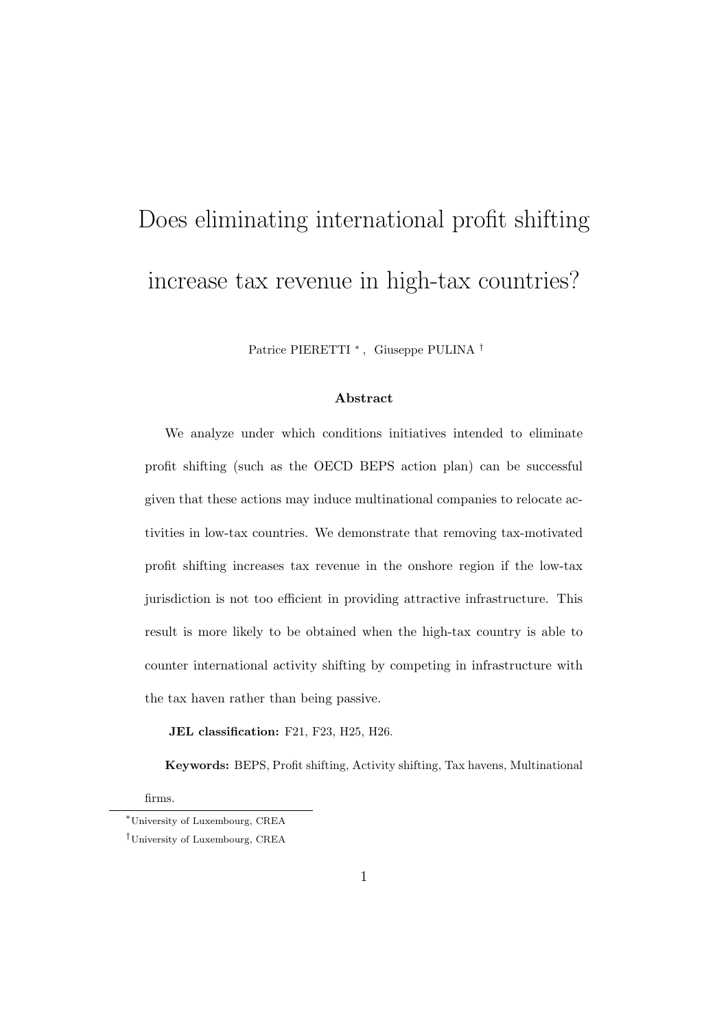# Does eliminating international profit shifting increase tax revenue in high-tax countries?

Patrice PIERETTI [*], Giuseppe PULINA [†]

### Abstract

We analyze under which conditions initiatives intended to eliminate profit shifting (such as the OECD BEPS action plan) can be successful given that these actions may induce multinational companies to relocate activities in low-tax countries. We demonstrate that removing tax-motivated profit shifting increases tax revenue in the onshore region if the low-tax jurisdiction is not too efficient in providing attractive infrastructure. This result is more likely to be obtained when the high-tax country is able to counter international activity shifting by competing in infrastructure with the tax haven rather than being passive.

**JEL classification:** F21, F23, H25, H26.

**Keywords:** BEPS, Profit shifting, Activity shifting, Tax havens, Multinational firms.

---

[*] University of Luxembourg, CREA

[†] University of Luxembourg, CREA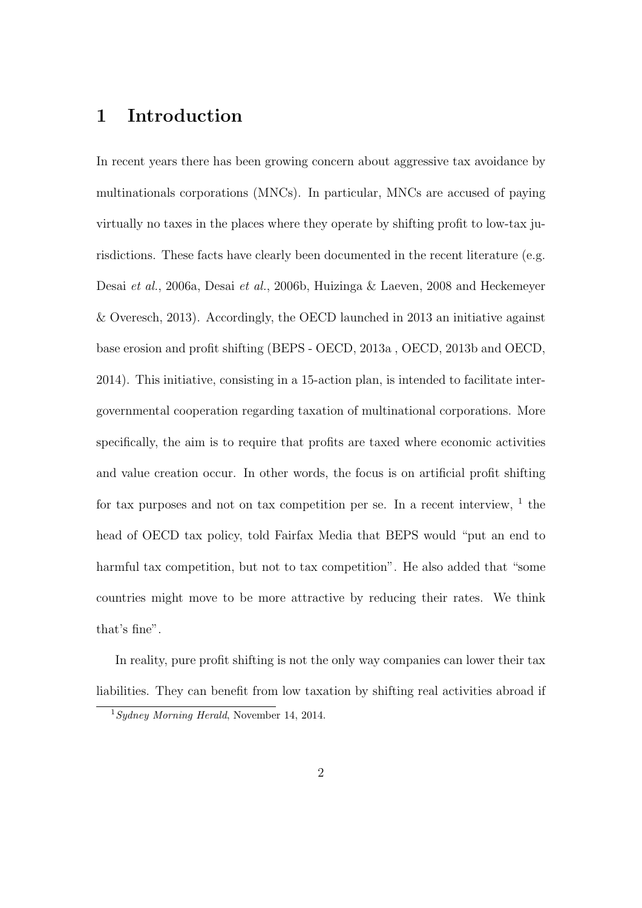# 1 Introduction

In recent years there has been growing concern about aggressive tax avoidance by multinationals corporations (MNCs). In particular, MNCs are accused of paying virtually no taxes in the places where they operate by shifting profit to low-tax jurisdictions. These facts have clearly been documented in the recent literature (e.g. Desai *et al.*, 2006a, Desai *et al.*, 2006b, Huizinga & Laeven, 2008 and Heckemeyer & Overesch, 2013). Accordingly, the OECD launched in 2013 an initiative against base erosion and profit shifting (BEPS - OECD, 2013a , OECD, 2013b and OECD, 2014). This initiative, consisting in a 15-action plan, is intended to facilitate intergovernmental cooperation regarding taxation of multinational corporations. More specifically, the aim is to require that profits are taxed where economic activities and value creation occur. In other words, the focus is on artificial profit shifting for tax purposes and not on tax competition per se. In a recent interview, [1] the head of OECD tax policy, told Fairfax Media that BEPS would "put an end to harmful tax competition, but not to tax competition". He also added that "some countries might move to be more attractive by reducing their rates. We think that's fine".

In reality, pure profit shifting is not the only way companies can lower their tax liabilities. They can benefit from low taxation by shifting real activities abroad if

[1] *Sydney Morning Herald*, November 14, 2014.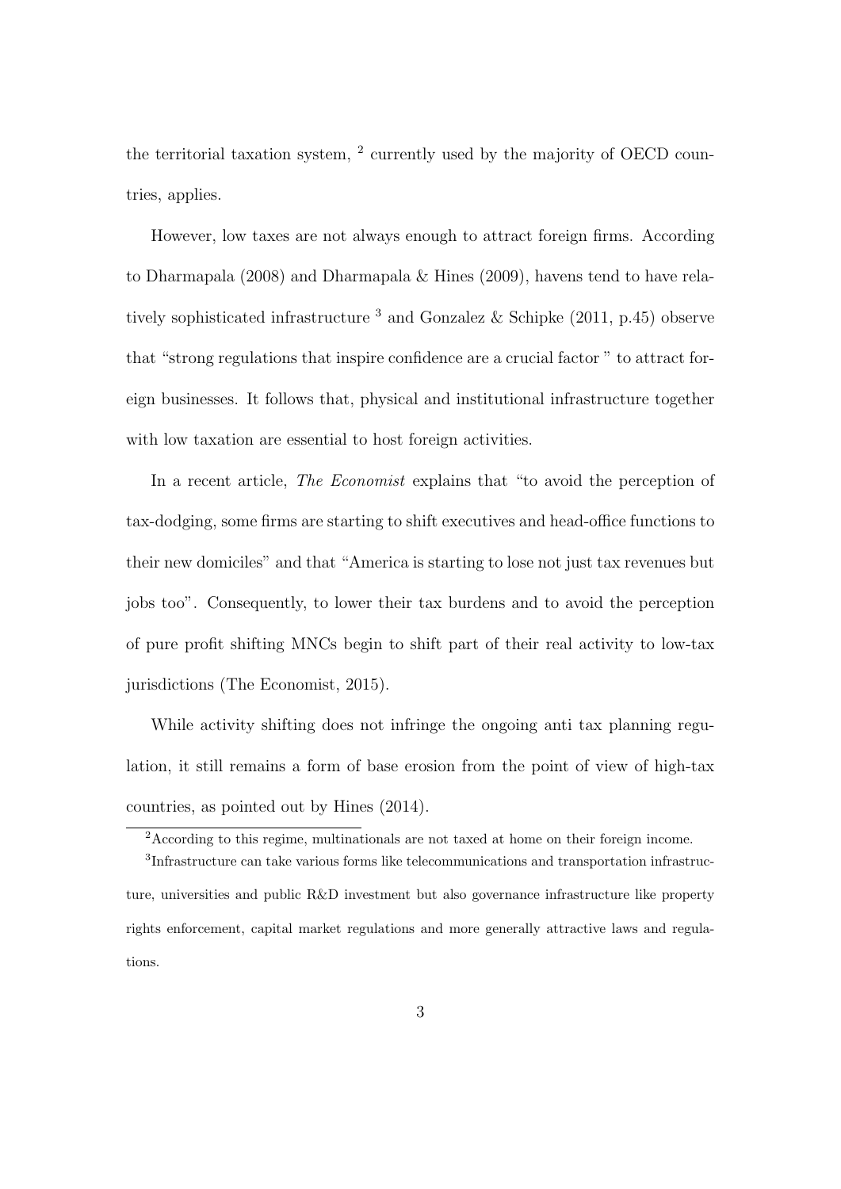the territorial taxation system, [2] currently used by the majority of OECD countries, applies.

However, low taxes are not always enough to attract foreign firms. According to Dharmapala (2008) and Dharmapala & Hines (2009), havens tend to have relatively sophisticated infrastructure [3] and Gonzalez & Schipke (2011, p.45) observe that "strong regulations that inspire confidence are a crucial factor " to attract foreign businesses. It follows that, physical and institutional infrastructure together with low taxation are essential to host foreign activities.

In a recent article, *The Economist* explains that "to avoid the perception of tax-dodging, some firms are starting to shift executives and head-office functions to their new domiciles" and that "America is starting to lose not just tax revenues but jobs too". Consequently, to lower their tax burdens and to avoid the perception of pure profit shifting MNCs begin to shift part of their real activity to low-tax jurisdictions (The Economist, 2015).

While activity shifting does not infringe the ongoing anti tax planning regulation, it still remains a form of base erosion from the point of view of high-tax countries, as pointed out by Hines (2014).

---

[2] According to this regime, multinationals are not taxed at home on their foreign income.

[3] Infrastructure can take various forms like telecommunications and transportation infrastructure, universities and public R&D investment but also governance infrastructure like property rights enforcement, capital market regulations and more generally attractive laws and regulations.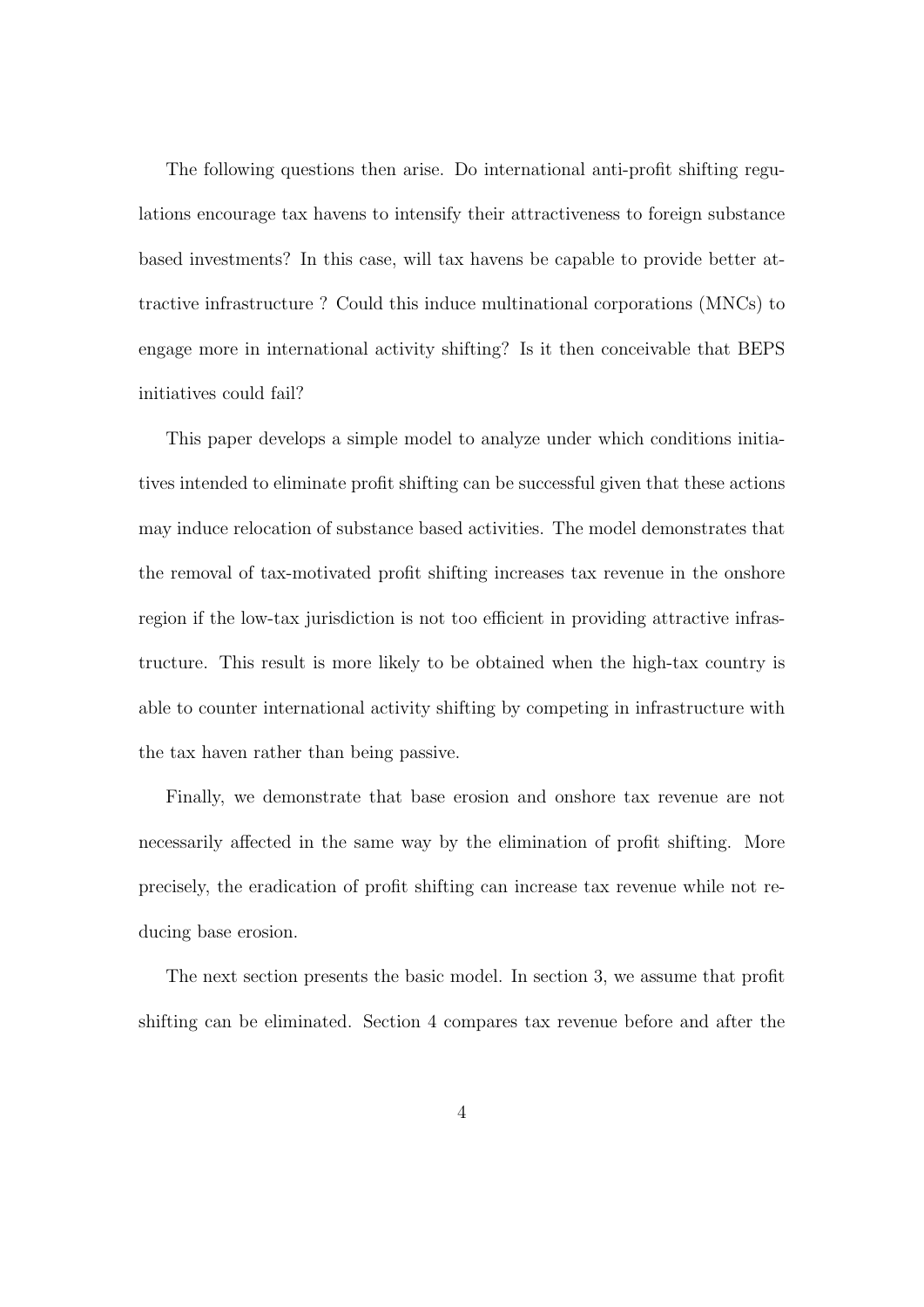The following questions then arise. Do international anti-profit shifting regulations encourage tax havens to intensify their attractiveness to foreign substance based investments? In this case, will tax havens be capable to provide better attractive infrastructure ? Could this induce multinational corporations (MNCs) to engage more in international activity shifting? Is it then conceivable that BEPS initiatives could fail?

This paper develops a simple model to analyze under which conditions initiatives intended to eliminate profit shifting can be successful given that these actions may induce relocation of substance based activities. The model demonstrates that the removal of tax-motivated profit shifting increases tax revenue in the onshore region if the low-tax jurisdiction is not too efficient in providing attractive infrastructure. This result is more likely to be obtained when the high-tax country is able to counter international activity shifting by competing in infrastructure with the tax haven rather than being passive.

Finally, we demonstrate that base erosion and onshore tax revenue are not necessarily affected in the same way by the elimination of profit shifting. More precisely, the eradication of profit shifting can increase tax revenue while not reducing base erosion.

The next section presents the basic model. In section 3, we assume that profit shifting can be eliminated. Section 4 compares tax revenue before and after the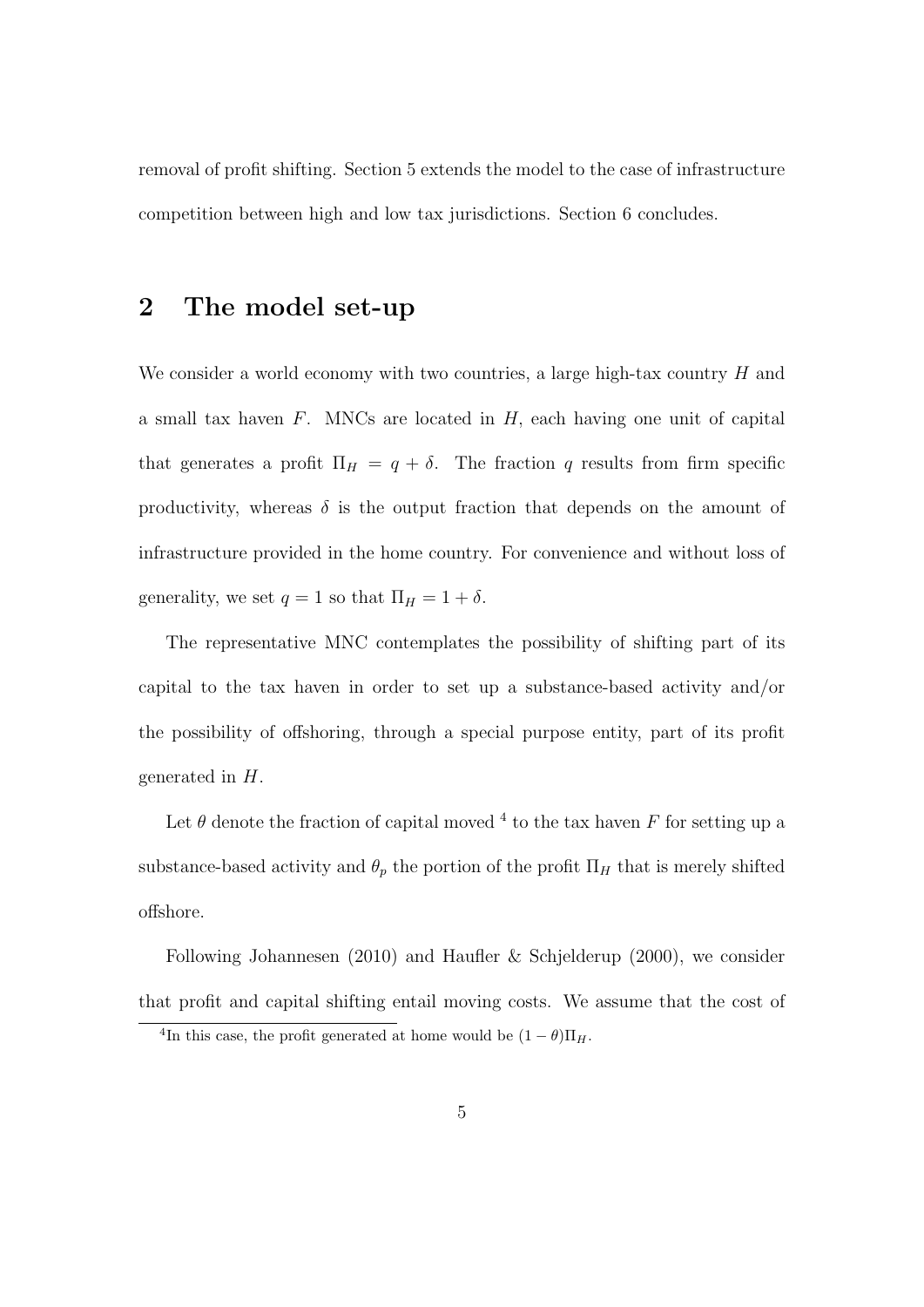removal of profit shifting. Section 5 extends the model to the case of infrastructure competition between high and low tax jurisdictions. Section 6 concludes.

## 2 The model set-up

We consider a world economy with two countries, a large high-tax country $H$ and a small tax haven $F$. MNCs are located in $H$, each having one unit of capital that generates a profit $\Pi_H = q + \delta$. The fraction $q$ results from firm specific productivity, whereas $\delta$ is the output fraction that depends on the amount of infrastructure provided in the home country. For convenience and without loss of generality, we set $q = 1$ so that $\Pi_H = 1 + \delta$.

The representative MNC contemplates the possibility of shifting part of its capital to the tax haven in order to set up a substance-based activity and/or the possibility of offshoring, through a special purpose entity, part of its profit generated in $H$.

Let $\theta$ denote the fraction of capital moved [4] to the tax haven $F$ for setting up a substance-based activity and $\theta_p$ the portion of the profit $\Pi_H$ that is merely shifted offshore.

Following Johannesen (2010) and Haufler & Schjelderup (2000), we consider that profit and capital shifting entail moving costs. We assume that the cost of

[4] In this case, the profit generated at home would be $(1 - \theta)\Pi_H$.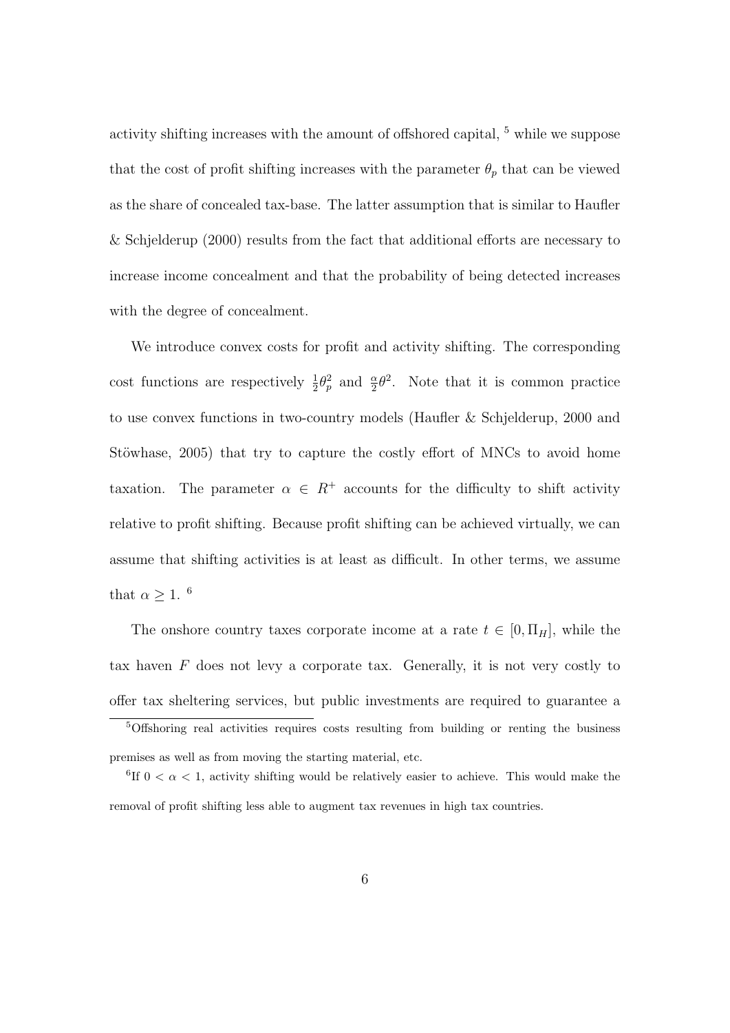activity shifting increases with the amount of offshored capital, [5] while we suppose that the cost of profit shifting increases with the parameter $\theta_p$ that can be viewed as the share of concealed tax-base. The latter assumption that is similar to Haufler & Schjelderup (2000) results from the fact that additional efforts are necessary to increase income concealment and that the probability of being detected increases with the degree of concealment.

We introduce convex costs for profit and activity shifting. The corresponding cost functions are respectively $\frac{1}{2}\theta_p^2$ and $\frac{\alpha}{2}\theta^2$. Note that it is common practice to use convex functions in two-country models (Haufler & Schjelderup, 2000 and Stöwhase, 2005) that try to capture the costly effort of MNCs to avoid home taxation. The parameter $\alpha \in R^+$ accounts for the difficulty to shift activity relative to profit shifting. Because profit shifting can be achieved virtually, we can assume that shifting activities is at least as difficult. In other terms, we assume that $\alpha \geq 1$. [6]

The onshore country taxes corporate income at a rate $t \in [0, \Pi_H]$, while the tax haven $F$ does not levy a corporate tax. Generally, it is not very costly to offer tax sheltering services, but public investments are required to guarantee a

[5] Offshoring real activities requires costs resulting from building or renting the business premises as well as from moving the starting material, etc.

[6] If $0 < \alpha < 1$, activity shifting would be relatively easier to achieve. This would make the removal of profit shifting less able to augment tax revenues in high tax countries.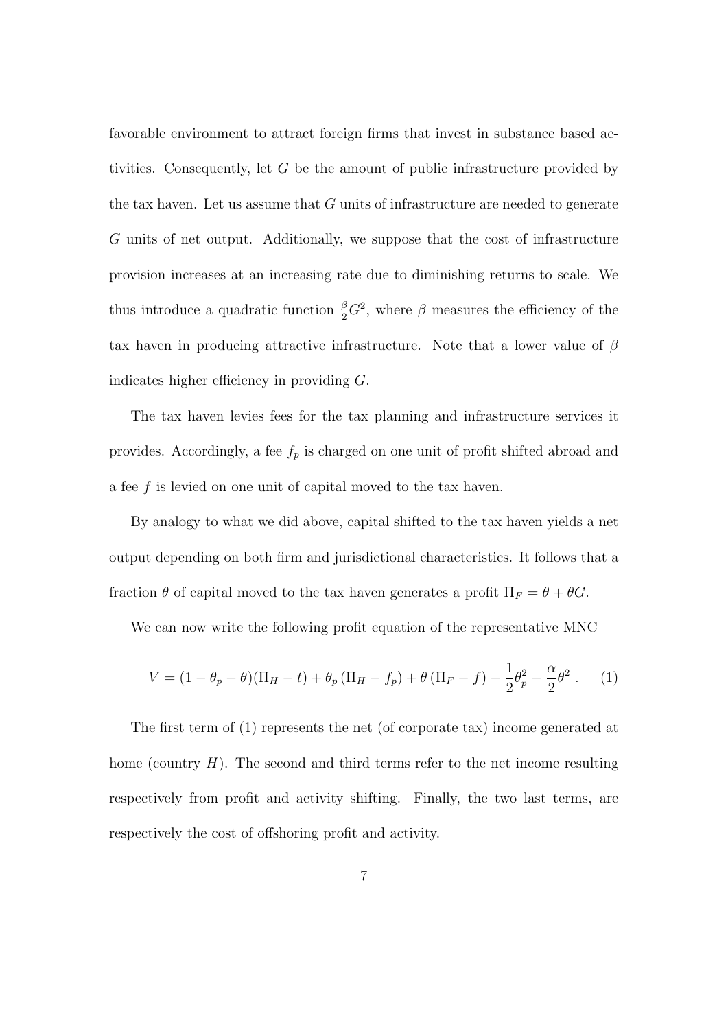favorable environment to attract foreign firms that invest in substance based activities. Consequently, let $G$ be the amount of public infrastructure provided by the tax haven. Let us assume that $G$ units of infrastructure are needed to generate $G$ units of net output. Additionally, we suppose that the cost of infrastructure provision increases at an increasing rate due to diminishing returns to scale. We thus introduce a quadratic function $\frac{\beta}{2}G^2$, where $\beta$ measures the efficiency of the tax haven in producing attractive infrastructure. Note that a lower value of $\beta$ indicates higher efficiency in providing $G$.

The tax haven levies fees for the tax planning and infrastructure services it provides. Accordingly, a fee $f_p$ is charged on one unit of profit shifted abroad and a fee $f$ is levied on one unit of capital moved to the tax haven.

By analogy to what we did above, capital shifted to the tax haven yields a net output depending on both firm and jurisdictional characteristics. It follows that a fraction $\theta$ of capital moved to the tax haven generates a profit $\Pi_F = \theta + \theta G$.

We can now write the following profit equation of the representative MNC

$$V = (1 - \theta_p - \theta)(\Pi_H - t) + \theta_p (\Pi_H - f_p) + \theta (\Pi_F - f) - \frac{1}{2}\theta_p^2 - \frac{\alpha}{2}\theta^2 \,. \qquad (1)$$

The first term of (1) represents the net (of corporate tax) income generated at home (country $H$). The second and third terms refer to the net income resulting respectively from profit and activity shifting. Finally, the two last terms, are respectively the cost of offshoring profit and activity.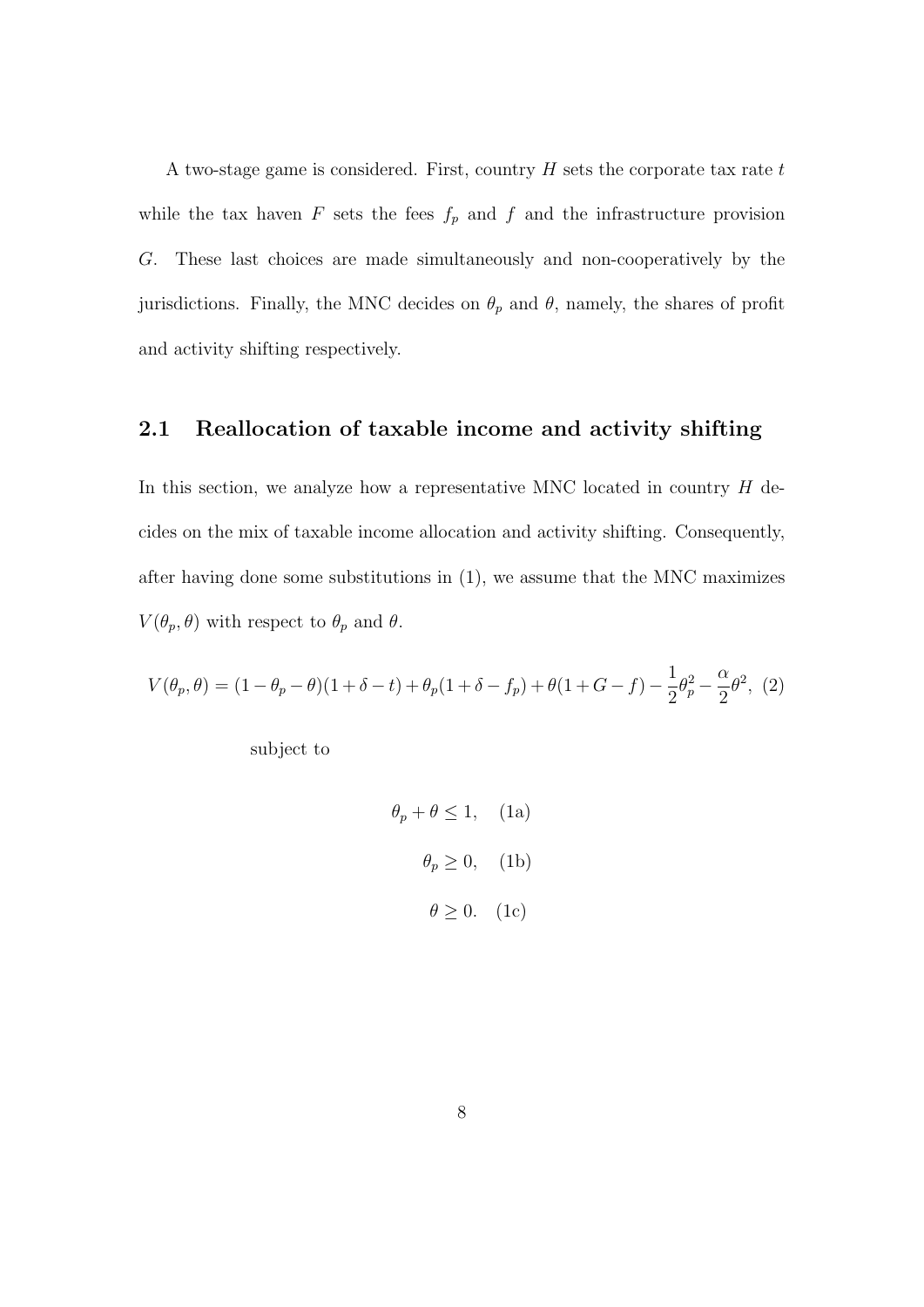A two-stage game is considered. First, country $H$ sets the corporate tax rate $t$ while the tax haven $F$ sets the fees $f_p$ and $f$ and the infrastructure provision $G$. These last choices are made simultaneously and non-cooperatively by the jurisdictions. Finally, the MNC decides on $\theta_p$ and $\theta$, namely, the shares of profit and activity shifting respectively.

## 2.1 Reallocation of taxable income and activity shifting

In this section, we analyze how a representative MNC located in country $H$ decides on the mix of taxable income allocation and activity shifting. Consequently, after having done some substitutions in (1), we assume that the MNC maximizes $V(\theta_p, \theta)$ with respect to $\theta_p$ and $\theta$.

$$V(\theta_p, \theta) = (1 - \theta_p - \theta)(1 + \delta - t) + \theta_p(1 + \delta - f_p) + \theta(1 + G - f) - \frac{1}{2}\theta_p^2 - \frac{\alpha}{2}\theta^2, \quad (2)$$

subject to

$$\theta_p + \theta \leq 1, \quad \text{(1a)}$$

$$\theta_p \geq 0, \quad \text{(1b)}$$

$$\theta \geq 0. \quad \text{(1c)}$$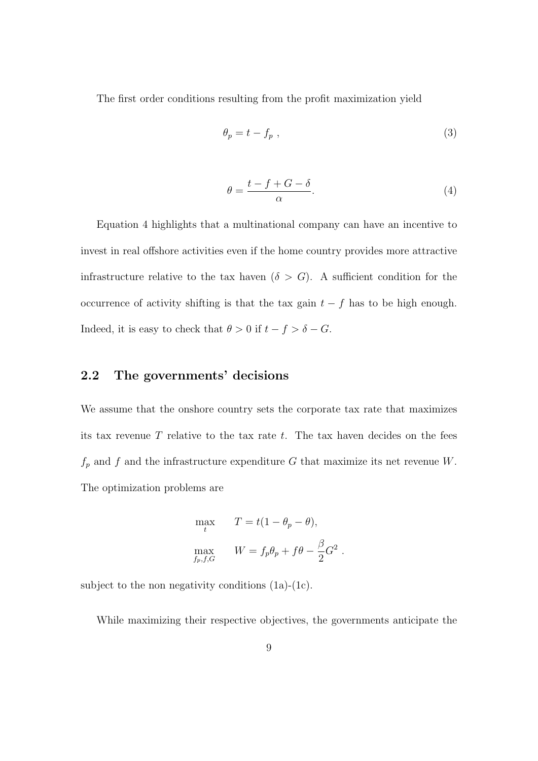The first order conditions resulting from the profit maximization yield

$$\theta_p = t - f_p \ , \tag{3}$$

$$\theta = \frac{t - f + G - \delta}{\alpha}. \tag{4}$$

Equation 4 highlights that a multinational company can have an incentive to invest in real offshore activities even if the home country provides more attractive infrastructure relative to the tax haven ($\delta > G$). A sufficient condition for the occurrence of activity shifting is that the tax gain $t - f$ has to be high enough. Indeed, it is easy to check that $\theta > 0$ if $t - f > \delta - G$.

## 2.2 The governments' decisions

We assume that the onshore country sets the corporate tax rate that maximizes its tax revenue $T$ relative to the tax rate $t$. The tax haven decides on the fees $f_p$ and $f$ and the infrastructure expenditure $G$ that maximize its net revenue $W$. The optimization problems are

$$\max_{t} \qquad T = t(1 - \theta_p - \theta),$$

$$\max_{f_p, f, G} \qquad W = f_p \theta_p + f\theta - \frac{\beta}{2} G^2 \ .$$

subject to the non negativity conditions (1a)-(1c).

While maximizing their respective objectives, the governments anticipate the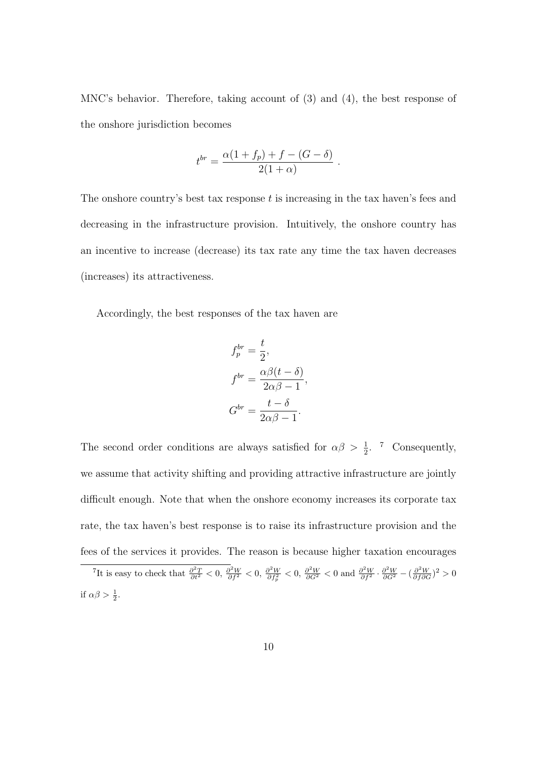MNC's behavior. Therefore, taking account of (3) and (4), the best response of the onshore jurisdiction becomes

$$t^{br} = \frac{\alpha(1+f_p) + f - (G-\delta)}{2(1+\alpha)} \; .$$

The onshore country's best tax response $t$ is increasing in the tax haven's fees and decreasing in the infrastructure provision. Intuitively, the onshore country has an incentive to increase (decrease) its tax rate any time the tax haven decreases (increases) its attractiveness.

Accordingly, the best responses of the tax haven are

$$\begin{aligned}
f_p^{br} &= \frac{t}{2}, \\
f^{br} &= \frac{\alpha\beta(t-\delta)}{2\alpha\beta - 1}, \\
G^{br} &= \frac{t-\delta}{2\alpha\beta - 1}.
\end{aligned}$$

The second order conditions are always satisfied for $\alpha\beta > \frac{1}{2}$. [7] Consequently, we assume that activity shifting and providing attractive infrastructure are jointly difficult enough. Note that when the onshore economy increases its corporate tax rate, the tax haven's best response is to raise its infrastructure provision and the fees of the services it provides. The reason is because higher taxation encourages

[7] It is easy to check that $\frac{\partial^2 T}{\partial t^2} < 0$, $\frac{\partial^2 W}{\partial f^2} < 0$, $\frac{\partial^2 W}{\partial f_p^2} < 0$, $\frac{\partial^2 W}{\partial G^2} < 0$ and $\frac{\partial^2 W}{\partial f^2} \cdot \frac{\partial^2 W}{\partial G^2} - (\frac{\partial^2 W}{\partial f \partial G})^2 > 0$ if $\alpha\beta > \frac{1}{2}$.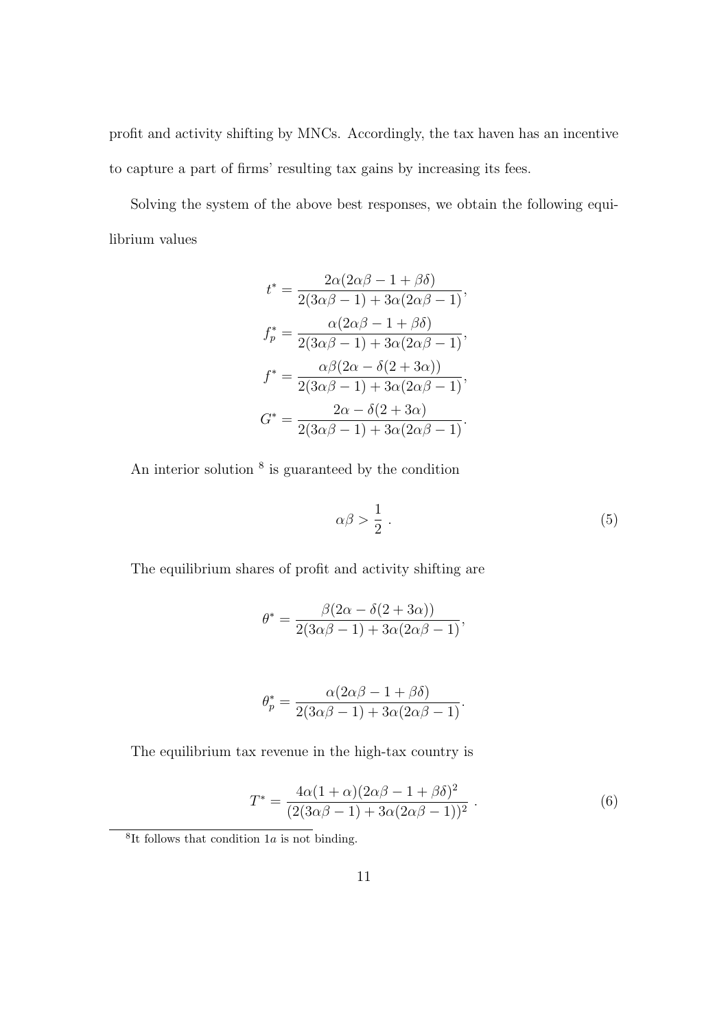profit and activity shifting by MNCs. Accordingly, the tax haven has an incentive to capture a part of firms' resulting tax gains by increasing its fees.

Solving the system of the above best responses, we obtain the following equilibrium values

$$t^* = \frac{2\alpha(2\alpha\beta - 1 + \beta\delta)}{2(3\alpha\beta - 1) + 3\alpha(2\alpha\beta - 1)},$$

$$f_p^* = \frac{\alpha(2\alpha\beta - 1 + \beta\delta)}{2(3\alpha\beta - 1) + 3\alpha(2\alpha\beta - 1)},$$

$$f^* = \frac{\alpha\beta(2\alpha - \delta(2 + 3\alpha))}{2(3\alpha\beta - 1) + 3\alpha(2\alpha\beta - 1)},$$

$$G^* = \frac{2\alpha - \delta(2 + 3\alpha)}{2(3\alpha\beta - 1) + 3\alpha(2\alpha\beta - 1)}.$$

An interior solution [8] is guaranteed by the condition

$$\alpha\beta > \frac{1}{2}\ . \tag{5}$$

The equilibrium shares of profit and activity shifting are

$$\theta^* = \frac{\beta(2\alpha - \delta(2 + 3\alpha))}{2(3\alpha\beta - 1) + 3\alpha(2\alpha\beta - 1)},$$

$$\theta_p^* = \frac{\alpha(2\alpha\beta - 1 + \beta\delta)}{2(3\alpha\beta - 1) + 3\alpha(2\alpha\beta - 1)}.$$

The equilibrium tax revenue in the high-tax country is

$$T^* = \frac{4\alpha(1 + \alpha)(2\alpha\beta - 1 + \beta\delta)^2}{(2(3\alpha\beta - 1) + 3\alpha(2\alpha\beta - 1))^2}\ . \tag{6}$$

[8] It follows that condition $1a$ is not binding.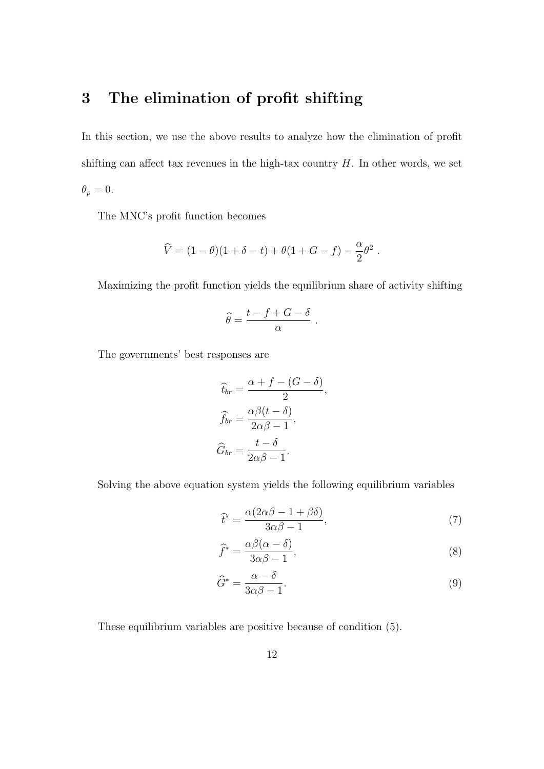# 3 The elimination of profit shifting

In this section, we use the above results to analyze how the elimination of profit shifting can affect tax revenues in the high-tax country $H$. In other words, we set $\theta_p = 0$.

The MNC's profit function becomes

$$\widehat{V} = (1-\theta)(1+\delta-t) + \theta(1+G-f) - \frac{\alpha}{2}\theta^2 \ .$$

Maximizing the profit function yields the equilibrium share of activity shifting

$$\widehat{\theta} = \frac{t-f+G-\delta}{\alpha} \ .$$

The governments' best responses are

$$\widehat{t}_{br} = \frac{\alpha + f - (G-\delta)}{2},$$

$$\widehat{f}_{br} = \frac{\alpha\beta(t-\delta)}{2\alpha\beta - 1},$$

$$\widehat{G}_{br} = \frac{t-\delta}{2\alpha\beta - 1}.$$

Solving the above equation system yields the following equilibrium variables

$$\widehat{t}^* = \frac{\alpha(2\alpha\beta - 1 + \beta\delta)}{3\alpha\beta - 1}, \tag{7}$$

$$\widehat{f}^* = \frac{\alpha\beta(\alpha - \delta)}{3\alpha\beta - 1}, \tag{8}$$

$$\widehat{G}^* = \frac{\alpha - \delta}{3\alpha\beta - 1}. \tag{9}$$

These equilibrium variables are positive because of condition (5).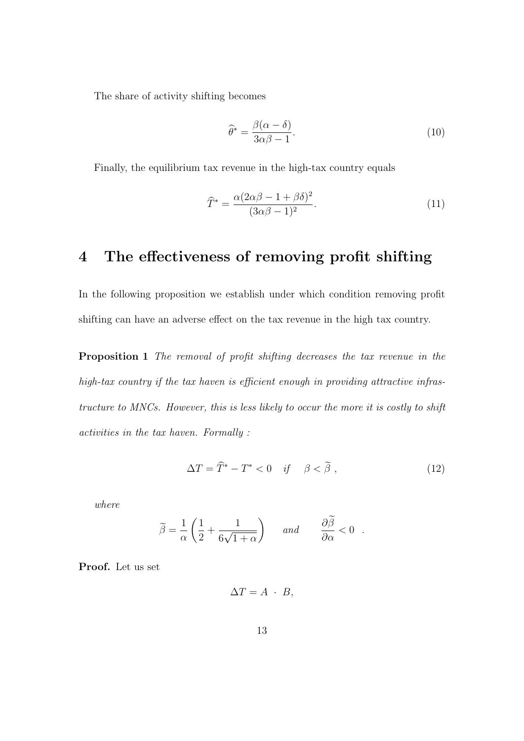The share of activity shifting becomes

$$\widehat{\theta}^* = \frac{\beta(\alpha - \delta)}{3\alpha\beta - 1}. \tag{10}$$

Finally, the equilibrium tax revenue in the high-tax country equals

$$\widehat{T}^* = \frac{\alpha(2\alpha\beta - 1 + \beta\delta)^2}{(3\alpha\beta - 1)^2}. \tag{11}$$

# 4 The effectiveness of removing profit shifting

In the following proposition we establish under which condition removing profit shifting can have an adverse effect on the tax revenue in the high tax country.

**Proposition 1** *The removal of profit shifting decreases the tax revenue in the high-tax country if the tax haven is efficient enough in providing attractive infrastructure to MNCs. However, this is less likely to occur the more it is costly to shift activities in the tax haven. Formally :*

$$\Delta T = \widehat{T}^* - T^* < 0 \quad \text{if} \quad \beta < \widetilde{\beta}\ , \tag{12}$$

*where*

$$\widetilde{\beta} = \frac{1}{\alpha}\left(\frac{1}{2} + \frac{1}{6\sqrt{1+\alpha}}\right) \qquad \text{and} \qquad \frac{\partial \widetilde{\beta}}{\partial \alpha} < 0 \quad .$$

**Proof.** Let us set

$$\Delta T = A \ \cdot \ B,$$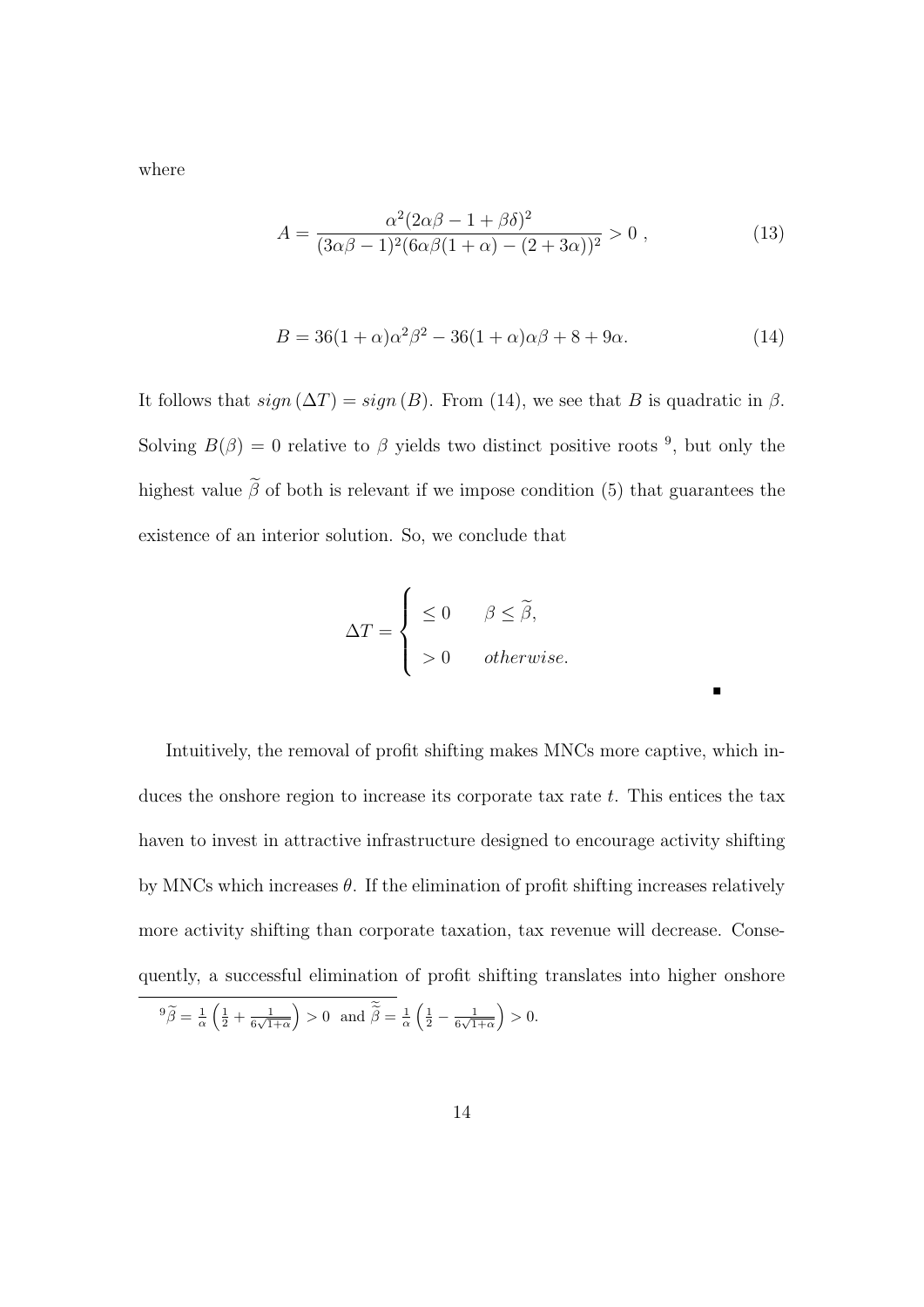where

$$A = \frac{\alpha^2(2\alpha\beta - 1 + \beta\delta)^2}{(3\alpha\beta - 1)^2(6\alpha\beta(1+\alpha) - (2+3\alpha))^2} > 0 \ , \tag{13}$$

$$B = 36(1+\alpha)\alpha^2\beta^2 - 36(1+\alpha)\alpha\beta + 8 + 9\alpha. \tag{14}$$

It follows that $sign\,(\Delta T) = sign\,(B)$. From (14), we see that $B$ is quadratic in $\beta$. Solving $B(\beta) = 0$ relative to $\beta$ yields two distinct positive roots [9], but only the highest value $\widetilde{\beta}$ of both is relevant if we impose condition (5) that guarantees the existence of an interior solution. So, we conclude that

$$\Delta T = \begin{cases} \leq 0 & \beta \leq \widetilde{\beta}, \\ > 0 & otherwise. \end{cases}$$

∎

Intuitively, the removal of profit shifting makes MNCs more captive, which induces the onshore region to increase its corporate tax rate $t$. This entices the tax haven to invest in attractive infrastructure designed to encourage activity shifting by MNCs which increases $\theta$. If the elimination of profit shifting increases relatively more activity shifting than corporate taxation, tax revenue will decrease. Consequently, a successful elimination of profit shifting translates into higher onshore

[9] $\widetilde{\beta} = \frac{1}{\alpha}\left(\frac{1}{2} + \frac{1}{6\sqrt{1+\alpha}}\right) > 0$ and $\widetilde{\widetilde{\beta}} = \frac{1}{\alpha}\left(\frac{1}{2} - \frac{1}{6\sqrt{1+\alpha}}\right) > 0$.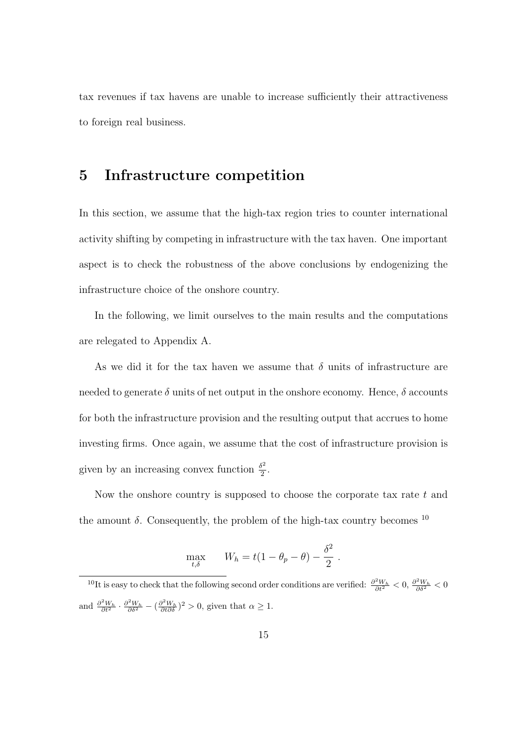tax revenues if tax havens are unable to increase sufficiently their attractiveness to foreign real business.

# 5 Infrastructure competition

In this section, we assume that the high-tax region tries to counter international activity shifting by competing in infrastructure with the tax haven. One important aspect is to check the robustness of the above conclusions by endogenizing the infrastructure choice of the onshore country.

In the following, we limit ourselves to the main results and the computations are relegated to Appendix A.

As we did it for the tax haven we assume that $\delta$ units of infrastructure are needed to generate $\delta$ units of net output in the onshore economy. Hence, $\delta$ accounts for both the infrastructure provision and the resulting output that accrues to home investing firms. Once again, we assume that the cost of infrastructure provision is given by an increasing convex function $\frac{\delta^2}{2}$.

Now the onshore country is supposed to choose the corporate tax rate $t$ and the amount $\delta$. Consequently, the problem of the high-tax country becomes [10]

$$\max_{t,\delta} \qquad W_h = t(1 - \theta_p - \theta) - \frac{\delta^2}{2} \ .$$

[10]It is easy to check that the following second order conditions are verified: $\frac{\partial^2 W_h}{\partial t^2} < 0$, $\frac{\partial^2 W_h}{\partial \delta^2} < 0$ and $\frac{\partial^2 W_h}{\partial t^2} \cdot \frac{\partial^2 W_h}{\partial \delta^2} - (\frac{\partial^2 W_h}{\partial t \partial \delta})^2 > 0$, given that $\alpha \geq 1$.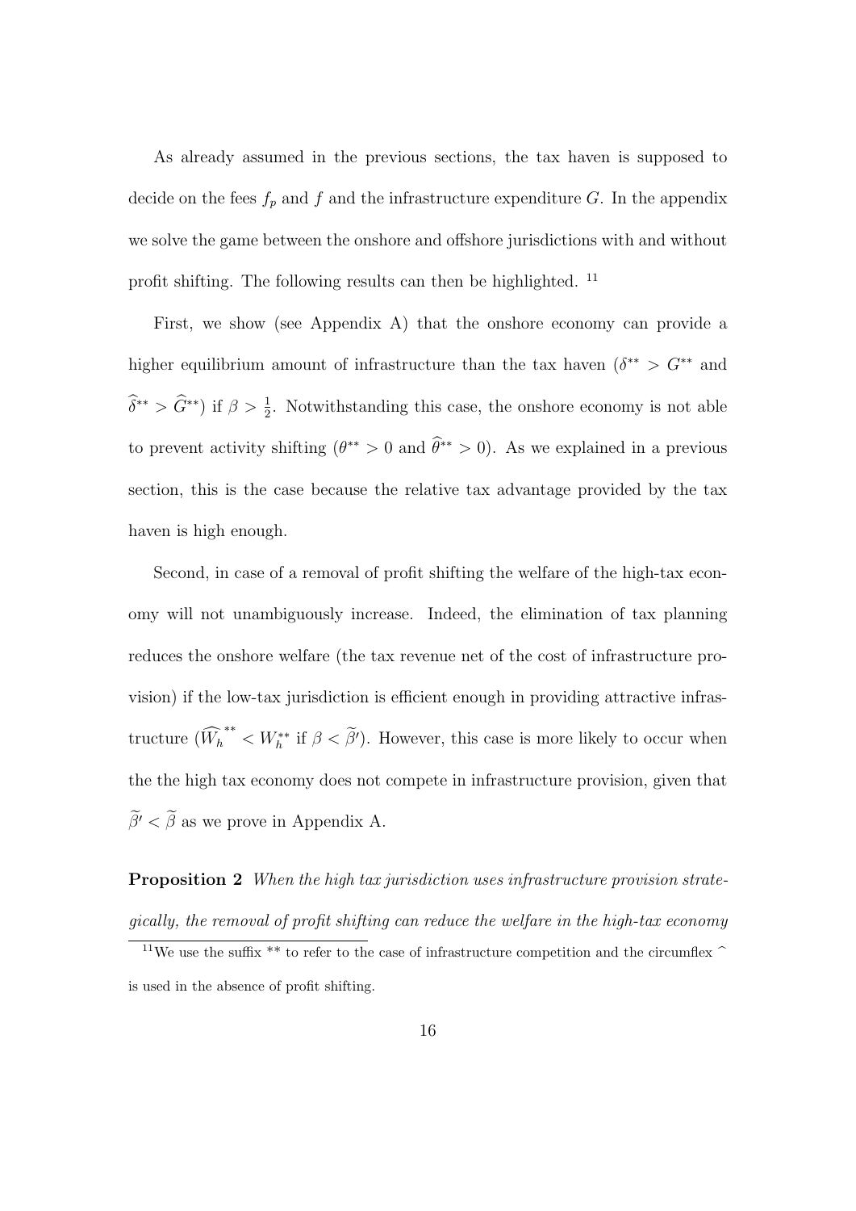As already assumed in the previous sections, the tax haven is supposed to decide on the fees $f_p$ and $f$ and the infrastructure expenditure $G$. In the appendix we solve the game between the onshore and offshore jurisdictions with and without profit shifting. The following results can then be highlighted. [11]

First, we show (see Appendix A) that the onshore economy can provide a higher equilibrium amount of infrastructure than the tax haven ($\delta^{**} > G^{**}$ and $\widehat{\delta}^{**} > \widehat{G}^{**}$) if $\beta > \frac{1}{2}$. Notwithstanding this case, the onshore economy is not able to prevent activity shifting ($\theta^{**} > 0$ and $\widehat{\theta}^{**} > 0$). As we explained in a previous section, this is the case because the relative tax advantage provided by the tax haven is high enough.

Second, in case of a removal of profit shifting the welfare of the high-tax economy will not unambiguously increase. Indeed, the elimination of tax planning reduces the onshore welfare (the tax revenue net of the cost of infrastructure provision) if the low-tax jurisdiction is efficient enough in providing attractive infrastructure ($\widehat{W_h}^{**} < W_h^{**}$ if $\beta < \widetilde{\beta}'$). However, this case is more likely to occur when the the high tax economy does not compete in infrastructure provision, given that $\widetilde{\beta}' < \widetilde{\beta}$ as we prove in Appendix A.

**Proposition 2** *When the high tax jurisdiction uses infrastructure provision strategically, the removal of profit shifting can reduce the welfare in the high-tax economy*

[11] We use the suffix ** to refer to the case of infrastructure competition and the circumflex ^ is used in the absence of profit shifting.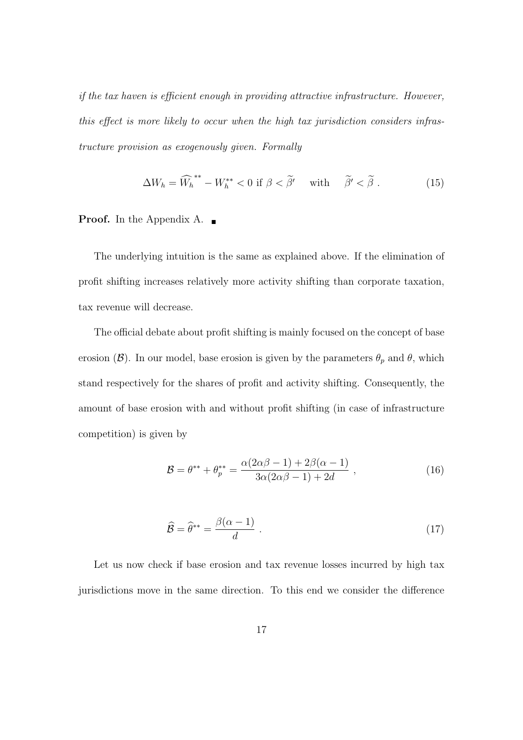*if the tax haven is efficient enough in providing attractive infrastructure. However, this effect is more likely to occur when the high tax jurisdiction considers infrastructure provision as exogenously given. Formally*

$$\Delta W_h = \widehat{W_h}^{**} - W_h^{**} < 0 \text{ if } \beta < \widetilde{\beta}' \quad \text{with} \quad \widetilde{\beta}' < \widetilde{\beta} \ . \tag{15}$$

**Proof.** In the Appendix A. ∎

The underlying intuition is the same as explained above. If the elimination of profit shifting increases relatively more activity shifting than corporate taxation, tax revenue will decrease.

The official debate about profit shifting is mainly focused on the concept of base erosion ($\mathcal{B}$). In our model, base erosion is given by the parameters $\theta_p$ and $\theta$, which stand respectively for the shares of profit and activity shifting. Consequently, the amount of base erosion with and without profit shifting (in case of infrastructure competition) is given by

$$\mathcal{B} = \theta^{**} + \theta_p^{**} = \frac{\alpha(2\alpha\beta - 1) + 2\beta(\alpha - 1)}{3\alpha(2\alpha\beta - 1) + 2d} \ , \tag{16}$$

$$\widehat{\mathcal{B}} = \widehat{\theta}^{**} = \frac{\beta(\alpha - 1)}{d} \ . \tag{17}$$

Let us now check if base erosion and tax revenue losses incurred by high tax jurisdictions move in the same direction. To this end we consider the difference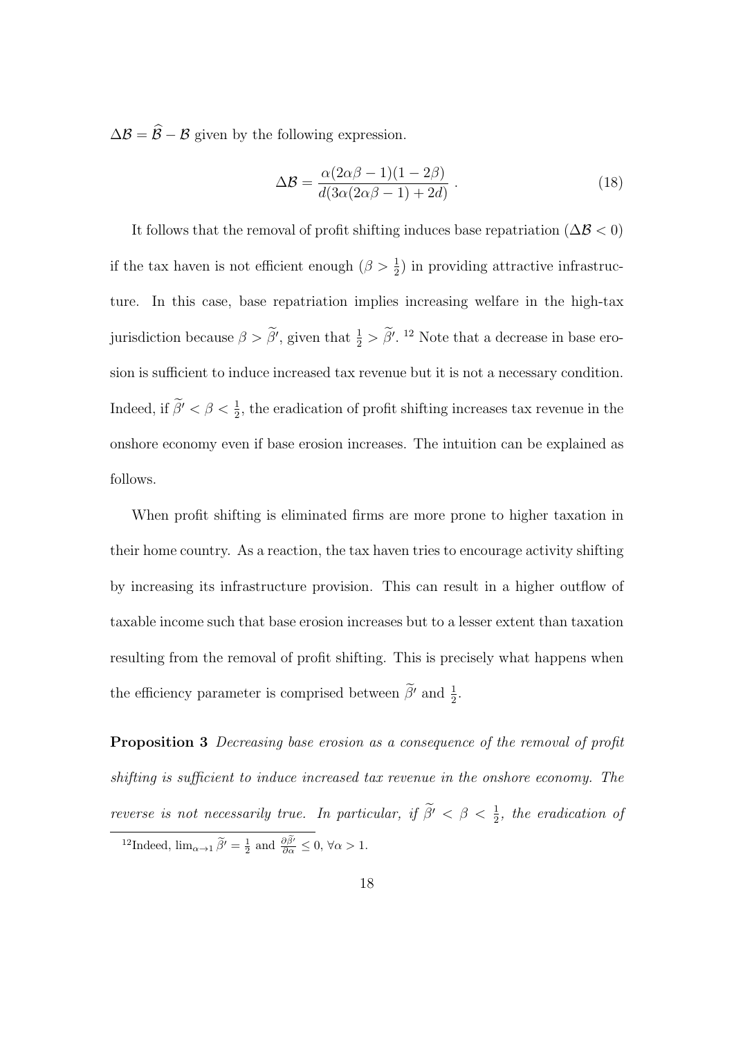$\Delta\mathcal{B} = \widehat{\mathcal{B}} - \mathcal{B}$ given by the following expression.

$$\Delta\mathcal{B} = \frac{\alpha(2\alpha\beta - 1)(1 - 2\beta)}{d(3\alpha(2\alpha\beta - 1) + 2d)} \; . \tag{18}$$

It follows that the removal of profit shifting induces base repatriation ($\Delta\mathcal{B} < 0$) if the tax haven is not efficient enough ($\beta > \frac{1}{2}$) in providing attractive infrastructure. In this case, base repatriation implies increasing welfare in the high-tax jurisdiction because $\beta > \widetilde{\beta}'$, given that $\frac{1}{2} > \widetilde{\beta}'$. [12] Note that a decrease in base erosion is sufficient to induce increased tax revenue but it is not a necessary condition. Indeed, if $\widetilde{\beta}' < \beta < \frac{1}{2}$, the eradication of profit shifting increases tax revenue in the onshore economy even if base erosion increases. The intuition can be explained as follows.

When profit shifting is eliminated firms are more prone to higher taxation in their home country. As a reaction, the tax haven tries to encourage activity shifting by increasing its infrastructure provision. This can result in a higher outflow of taxable income such that base erosion increases but to a lesser extent than taxation resulting from the removal of profit shifting. This is precisely what happens when the efficiency parameter is comprised between $\widetilde{\beta}'$ and $\frac{1}{2}$.

**Proposition 3** *Decreasing base erosion as a consequence of the removal of profit shifting is sufficient to induce increased tax revenue in the onshore economy. The reverse is not necessarily true. In particular, if $\widetilde{\beta}' < \beta < \frac{1}{2}$, the eradication of*

[12] Indeed, $\lim_{\alpha \to 1} \widetilde{\beta}' = \frac{1}{2}$ and $\frac{\partial \widetilde{\beta}'}{\partial \alpha} \leq 0$, $\forall \alpha > 1$.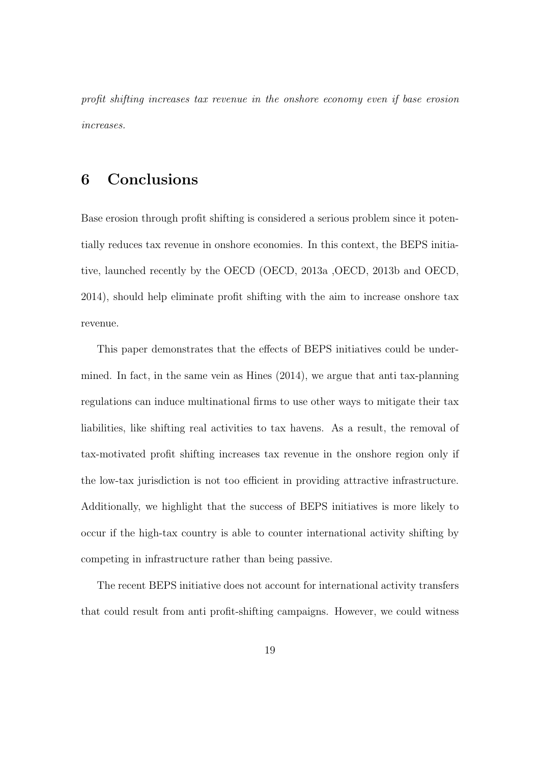*profit shifting increases tax revenue in the onshore economy even if base erosion increases.*

## 6 Conclusions

Base erosion through profit shifting is considered a serious problem since it potentially reduces tax revenue in onshore economies. In this context, the BEPS initiative, launched recently by the OECD (OECD, 2013a ,OECD, 2013b and OECD, 2014), should help eliminate profit shifting with the aim to increase onshore tax revenue.

This paper demonstrates that the effects of BEPS initiatives could be undermined. In fact, in the same vein as Hines (2014), we argue that anti tax-planning regulations can induce multinational firms to use other ways to mitigate their tax liabilities, like shifting real activities to tax havens. As a result, the removal of tax-motivated profit shifting increases tax revenue in the onshore region only if the low-tax jurisdiction is not too efficient in providing attractive infrastructure. Additionally, we highlight that the success of BEPS initiatives is more likely to occur if the high-tax country is able to counter international activity shifting by competing in infrastructure rather than being passive.

The recent BEPS initiative does not account for international activity transfers that could result from anti profit-shifting campaigns. However, we could witness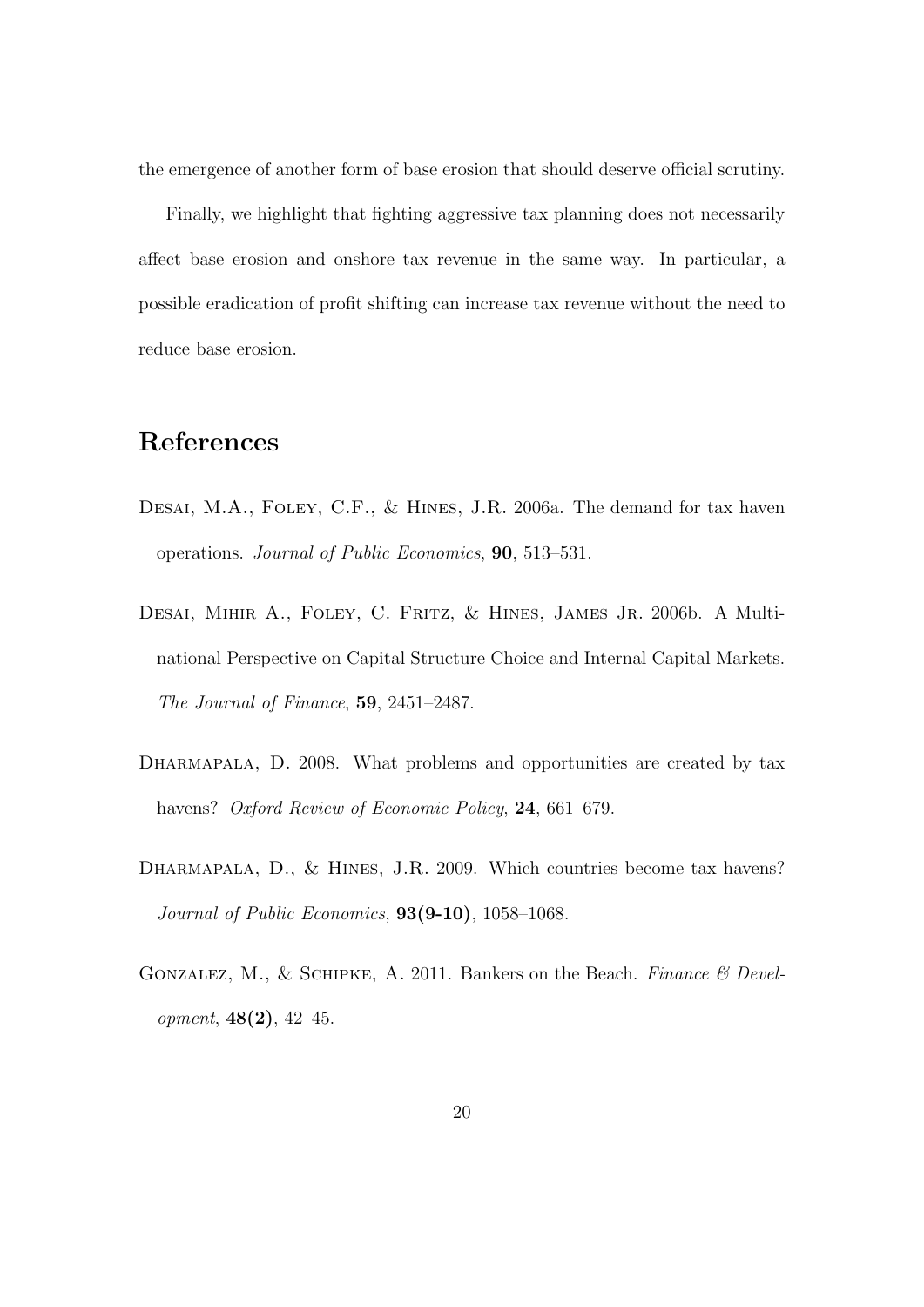the emergence of another form of base erosion that should deserve official scrutiny.

Finally, we highlight that fighting aggressive tax planning does not necessarily affect base erosion and onshore tax revenue in the same way. In particular, a possible eradication of profit shifting can increase tax revenue without the need to reduce base erosion.

# References

Desai, M.A., Foley, C.F., & Hines, J.R. 2006a. The demand for tax haven operations. *Journal of Public Economics*, **90**, 513–531.

Desai, Mihir A., Foley, C. Fritz, & Hines, James Jr. 2006b. A Multinational Perspective on Capital Structure Choice and Internal Capital Markets. *The Journal of Finance*, **59**, 2451–2487.

Dharmapala, D. 2008. What problems and opportunities are created by tax havens? *Oxford Review of Economic Policy*, **24**, 661–679.

Dharmapala, D., & Hines, J.R. 2009. Which countries become tax havens? *Journal of Public Economics*, **93(9-10)**, 1058–1068.

Gonzalez, M., & Schipke, A. 2011. Bankers on the Beach. *Finance & Development*, **48(2)**, 42–45.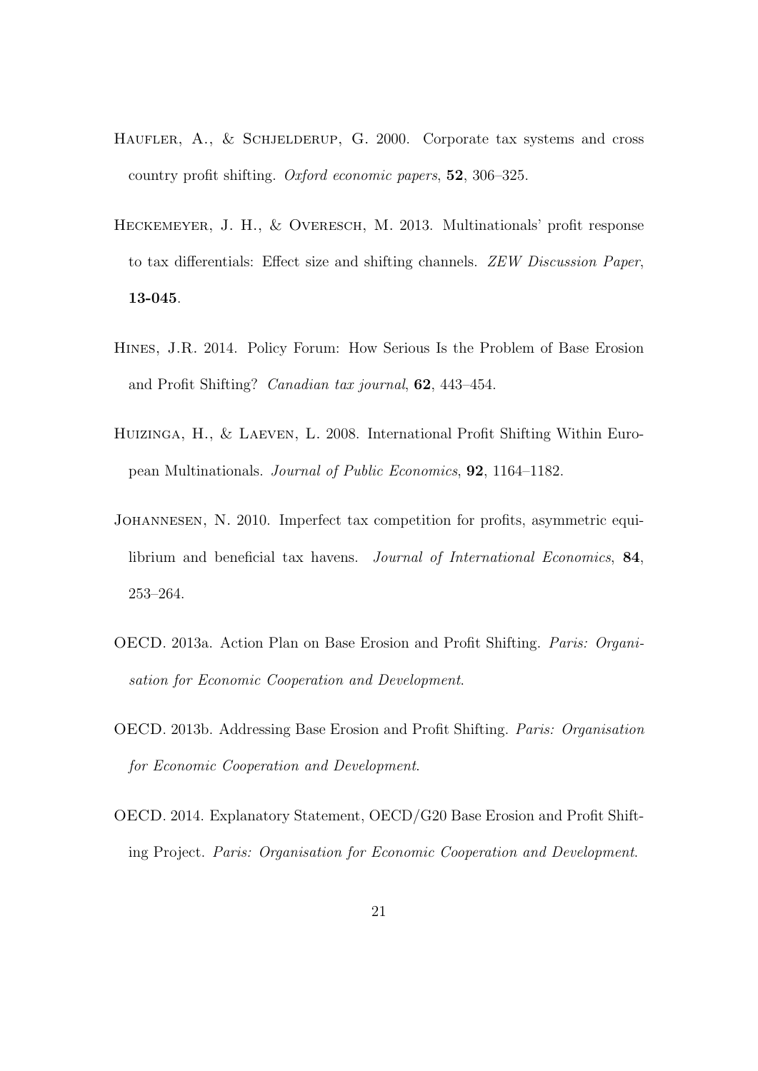Haufler, A., & Schjelderup, G. 2000. Corporate tax systems and cross country profit shifting. *Oxford economic papers*, **52**, 306–325.

Heckemeyer, J. H., & Overesch, M. 2013. Multinationals' profit response to tax differentials: Effect size and shifting channels. *ZEW Discussion Paper*, **13-045**.

Hines, J.R. 2014. Policy Forum: How Serious Is the Problem of Base Erosion and Profit Shifting? *Canadian tax journal*, **62**, 443–454.

Huizinga, H., & Laeven, L. 2008. International Profit Shifting Within European Multinationals. *Journal of Public Economics*, **92**, 1164–1182.

Johannesen, N. 2010. Imperfect tax competition for profits, asymmetric equilibrium and beneficial tax havens. *Journal of International Economics*, **84**, 253–264.

OECD. 2013a. Action Plan on Base Erosion and Profit Shifting. *Paris: Organisation for Economic Cooperation and Development*.

OECD. 2013b. Addressing Base Erosion and Profit Shifting. *Paris: Organisation for Economic Cooperation and Development*.

OECD. 2014. Explanatory Statement, OECD/G20 Base Erosion and Profit Shifting Project. *Paris: Organisation for Economic Cooperation and Development*.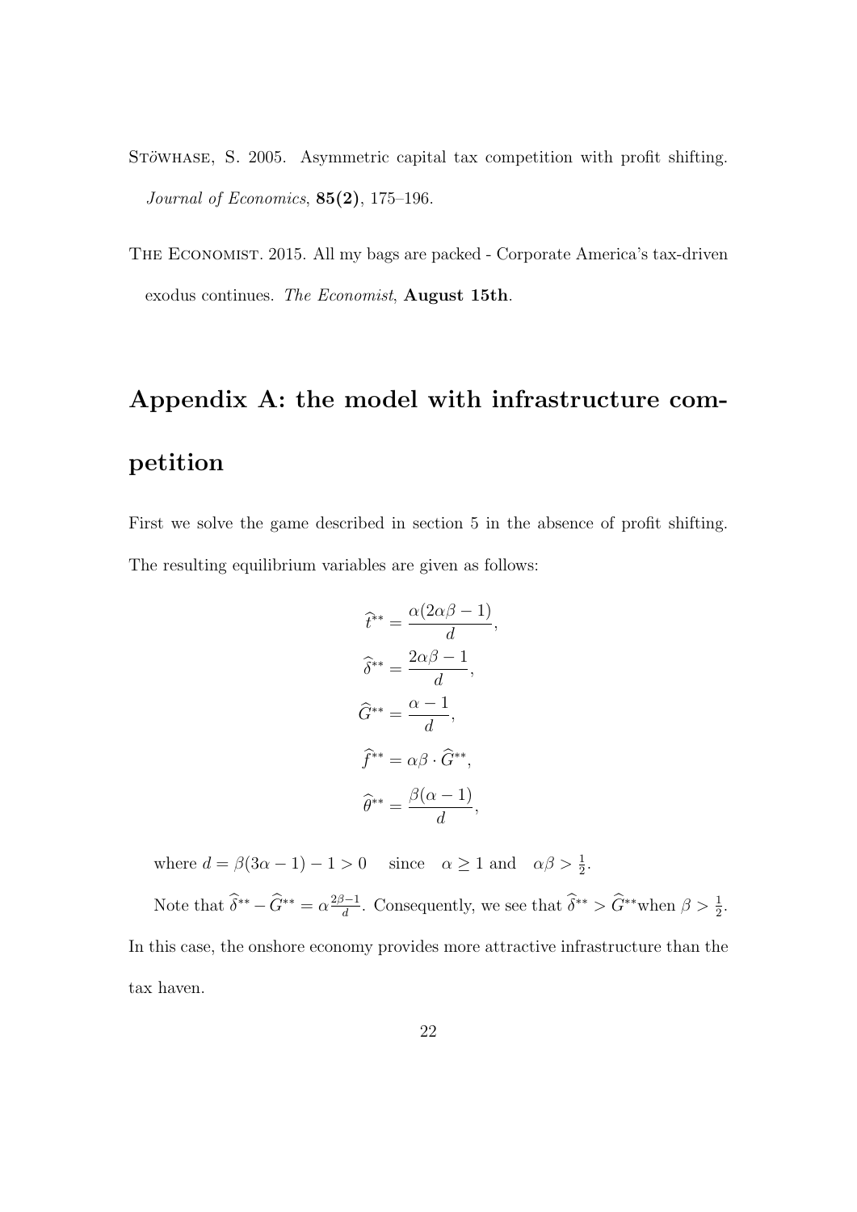Stöwhase, S. 2005. Asymmetric capital tax competition with profit shifting. *Journal of Economics*, **85(2)**, 175–196.

The Economist. 2015. All my bags are packed - Corporate America's tax-driven exodus continues. *The Economist*, **August 15th**.

# Appendix A: the model with infrastructure competition

First we solve the game described in section 5 in the absence of profit shifting. The resulting equilibrium variables are given as follows:

$$
\begin{aligned}
\widehat{t}^{**} &= \frac{\alpha(2\alpha\beta - 1)}{d}, \\
\widehat{\delta}^{**} &= \frac{2\alpha\beta - 1}{d}, \\
\widehat{G}^{**} &= \frac{\alpha - 1}{d}, \\
\widehat{f}^{**} &= \alpha\beta \cdot \widehat{G}^{**}, \\
\widehat{\theta}^{**} &= \frac{\beta(\alpha - 1)}{d},
\end{aligned}
$$

where $d = \beta(3\alpha - 1) - 1 > 0 \quad$ since $\quad \alpha \geq 1$ and $\quad \alpha\beta > \frac{1}{2}$.

Note that $\widehat{\delta}^{**} - \widehat{G}^{**} = \alpha\frac{2\beta - 1}{d}$. Consequently, we see that $\widehat{\delta}^{**} > \widehat{G}^{**}$ when $\beta > \frac{1}{2}$. In this case, the onshore economy provides more attractive infrastructure than the tax haven.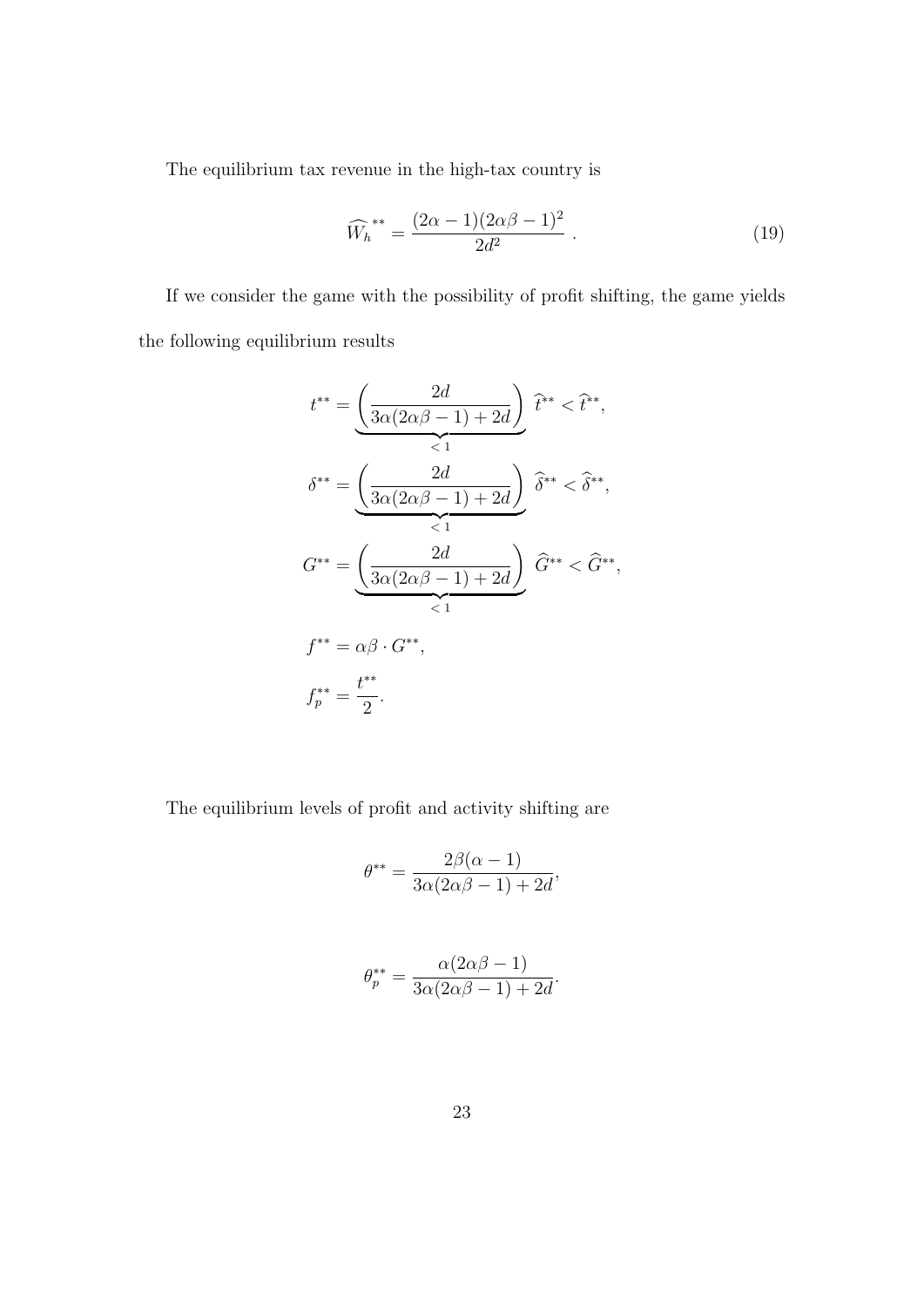The equilibrium tax revenue in the high-tax country is

$$\widehat{W_h}^{**} = \frac{(2\alpha - 1)(2\alpha\beta - 1)^2}{2d^2} \ . \tag{19}$$

If we consider the game with the possibility of profit shifting, the game yields the following equilibrium results

$$
\begin{aligned}
t^{**} &= \underbrace{\left(\frac{2d}{3\alpha(2\alpha\beta - 1) + 2d}\right)}_{<1} \ \widehat{t}^{**} < \widehat{t}^{**}, \\
\delta^{**} &= \underbrace{\left(\frac{2d}{3\alpha(2\alpha\beta - 1) + 2d}\right)}_{<1} \ \widehat{\delta}^{**} < \widehat{\delta}^{**}, \\
G^{**} &= \underbrace{\left(\frac{2d}{3\alpha(2\alpha\beta - 1) + 2d}\right)}_{<1} \ \widehat{G}^{**} < \widehat{G}^{**}, \\
f^{**} &= \alpha\beta \cdot G^{**}, \\
f_p^{**} &= \frac{t^{**}}{2}.
\end{aligned}
$$

The equilibrium levels of profit and activity shifting are

$$\theta^{**} = \frac{2\beta(\alpha - 1)}{3\alpha(2\alpha\beta - 1) + 2d},$$

$$\theta_p^{**} = \frac{\alpha(2\alpha\beta - 1)}{3\alpha(2\alpha\beta - 1) + 2d}.$$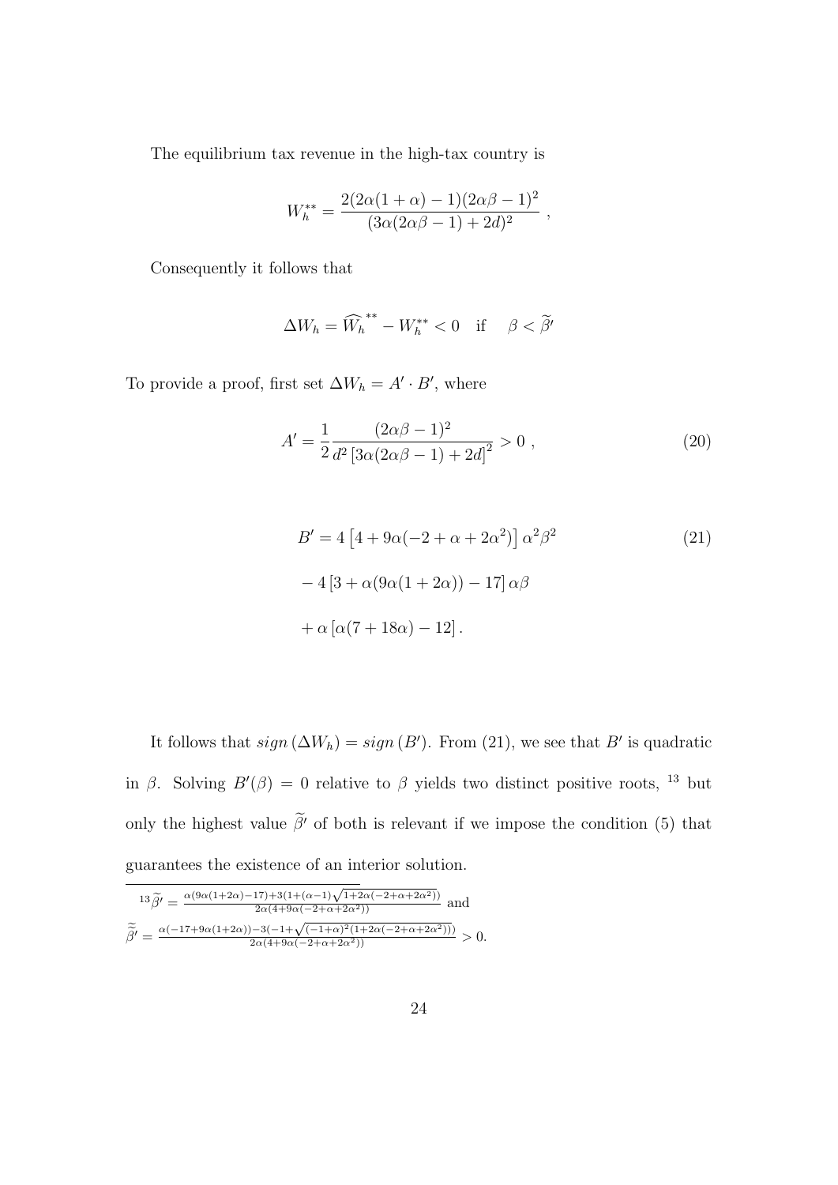The equilibrium tax revenue in the high-tax country is

$$W_h^{**} = \frac{2(2\alpha(1+\alpha)-1)(2\alpha\beta-1)^2}{(3\alpha(2\alpha\beta-1)+2d)^2} \ ,$$

Consequently it follows that

$$\Delta W_h = \widehat{W_h}^{**} - W_h^{**} < 0 \quad \text{if} \quad \beta < \widetilde{\beta}'$$

To provide a proof, first set $\Delta W_h = A' \cdot B'$, where

$$A' = \frac{1}{2}\frac{(2\alpha\beta-1)^2}{d^2\left[3\alpha(2\alpha\beta-1)+2d\right]^2} > 0 \ , \tag{20}$$

$$\begin{aligned} B' &= 4\left[4+9\alpha(-2+\alpha+2\alpha^2)\right]\alpha^2\beta^2 \\ &\quad - 4\left[3+\alpha(9\alpha(1+2\alpha))-17\right]\alpha\beta \\ &\quad + \alpha\left[\alpha(7+18\alpha)-12\right]. \end{aligned} \tag{21}$$

It follows that $sign\left(\Delta W_h\right) = sign\left(B'\right)$. From (21), we see that $B'$ is quadratic in $\beta$. Solving $B'(\beta) = 0$ relative to $\beta$ yields two distinct positive roots, [13] but only the highest value $\widetilde{\beta}'$ of both is relevant if we impose the condition (5) that guarantees the existence of an interior solution.

[13] $\widetilde{\beta}' = \frac{\alpha(9\alpha(1+2\alpha)-17)+3(1+(\alpha-1)\sqrt{1+2\alpha(-2+\alpha+2\alpha^2)})}{2\alpha(4+9\alpha(-2+\alpha+2\alpha^2))}$ and $\widetilde{\widetilde{\beta}}' = \frac{\alpha(-17+9\alpha(1+2\alpha))-3(-1+\sqrt{(-1+\alpha)^2(1+2\alpha(-2+\alpha+2\alpha^2))})}{2\alpha(4+9\alpha(-2+\alpha+2\alpha^2))} > 0.$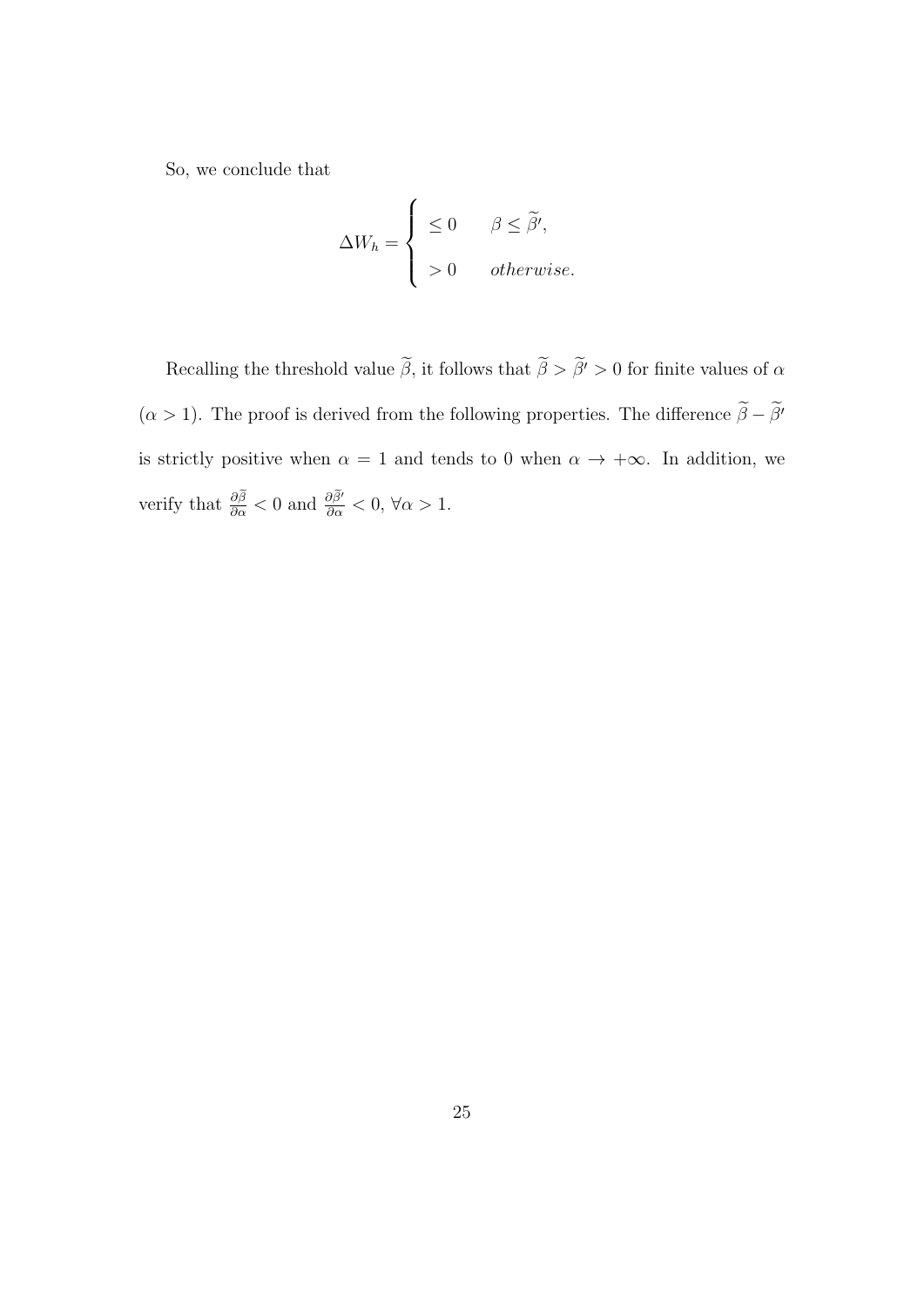So, we conclude that

$$\Delta W_h = \begin{cases} \leq 0 & \beta \leq \widetilde{\beta'}, \\ > 0 & otherwise. \end{cases}$$

Recalling the threshold value $\widetilde{\beta}$, it follows that $\widetilde{\beta} > \widetilde{\beta'} > 0$ for finite values of $\alpha$ ($\alpha > 1$). The proof is derived from the following properties. The difference $\widetilde{\beta} - \widetilde{\beta'}$ is strictly positive when $\alpha = 1$ and tends to 0 when $\alpha \to +\infty$. In addition, we verify that $\frac{\partial \widetilde{\beta}}{\partial \alpha} < 0$ and $\frac{\partial \widetilde{\beta'}}{\partial \alpha} < 0$, $\forall \alpha > 1$.